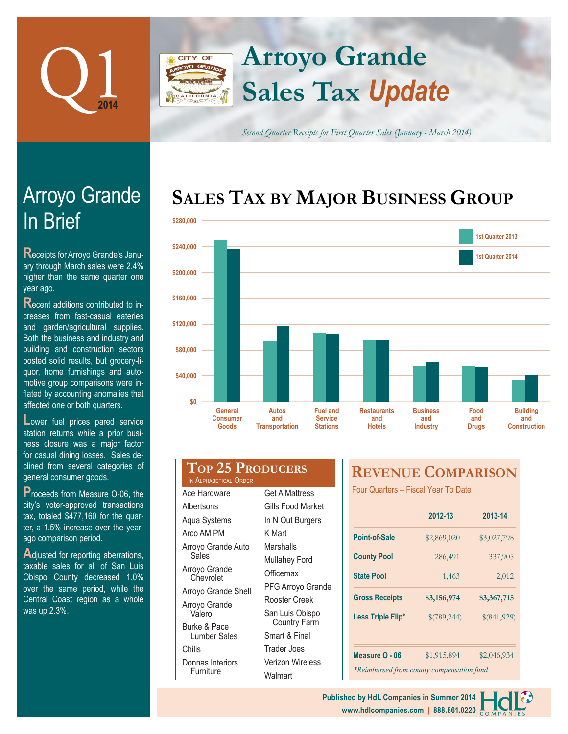# Q1 2014

# Arroyo Grande Sales Tax *Update*

*Second Quarter Receipts for First Quarter Sales (January - March 2014)*

## Arroyo Grande In Brief

Receipts for Arroyo Grande's January through March sales were 2.4% higher than the same quarter one year ago.

Recent additions contributed to increases from fast-casual eateries and garden/agricultural supplies. Both the business and industry and building and construction sectors posted solid results, but grocery-liquor, home furnishings and automotive group comparisons were inflated by accounting anomalies that affected one or both quarters.

Lower fuel prices pared service station returns while a prior business closure was a major factor for casual dining losses. Sales declined from several categories of general consumer goods.

Proceeds from Measure O-06, the city's voter-approved transactions tax, totaled $477,160 for the quarter, a 1.5% increase over the year-ago comparison period.

Adjusted for reporting aberrations, taxable sales for all of San Luis Obispo County decreased 1.0% over the same period, while the Central Coast region as a whole was up 2.3%.

## Sales Tax by Major Business Group

Legend: 1st Quarter 2013, 1st Quarter 2014

Categories: General Consumer Goods; Autos and Transportation; Fuel and Service Stations; Restaurants and Hotels; Business and Industry; Food and Drugs; Building and Construction

Axis: $0 – $280,000

## Top 25 Producers

In Alphabetical Order

- Ace Hardware
- Albertsons
- Aqua Systems
- Arco AM PM
- Arroyo Grande Auto Sales
- Arroyo Grande Chevrolet
- Arroyo Grande Shell
- Arroyo Grande Valero
- Burke & Pace Lumber Sales
- Chilis
- Donnas Interiors Furniture
- Get A Mattress
- Gills Food Market
- In N Out Burgers
- K Mart
- Marshalls
- Mullahey Ford
- Officemax
- PFG Arroyo Grande
- Rooster Creek
- San Luis Obispo Country Farm
- Smart & Final
- Trader Joes
- Verizon Wireless
- Walmart

## Revenue Comparison

Four Quarters – Fiscal Year To Date

| | 2012-13 | 2013-14 |
|---|---|---|
| Point-of-Sale | $2,869,020 | $3,027,798 |
| County Pool | 286,491 | 337,905 |
| State Pool | 1,463 | 2,012 |
| **Gross Receipts** | **$3,156,974** | **$3,367,715** |
| Less Triple Flip* | $(789,244) | $(841,929) |
| Measure O - 06 | $1,915,894 | $2,046,934 |

*\*Reimbursed from county compensation fund*

Published by HdL Companies in Summer 2014
www.hdlcompanies.com | 888.861.0220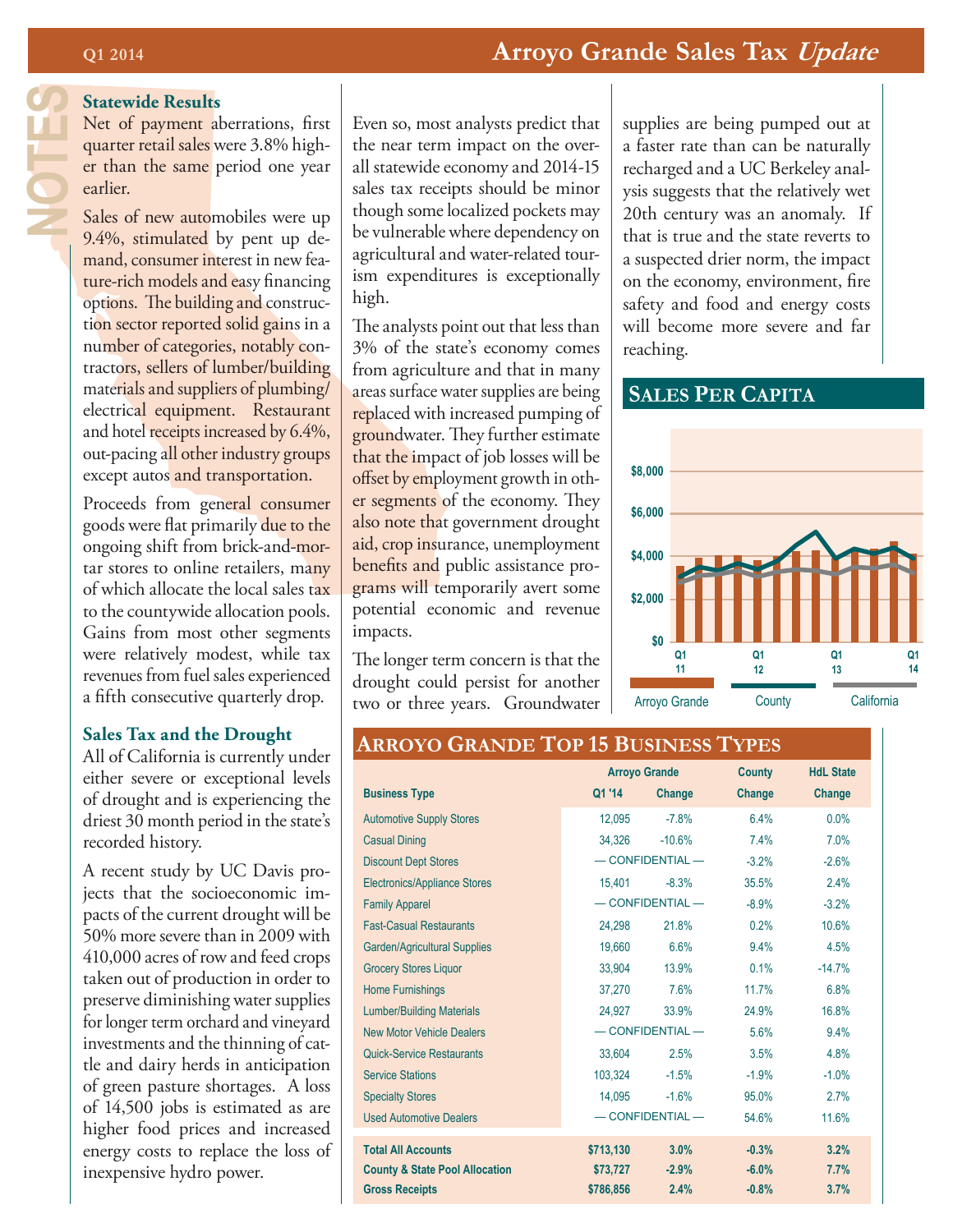Q1 2014 **Arroyo Grande Sales Tax *Update***

NOTES

### Statewide Results

Net of payment aberrations, first quarter retail sales were 3.8% higher than the same period one year earlier.

Sales of new automobiles were up 9.4%, stimulated by pent up demand, consumer interest in new feature-rich models and easy financing options. The building and construction sector reported solid gains in a number of categories, notably contractors, sellers of lumber/building materials and suppliers of plumbing/electrical equipment. Restaurant and hotel receipts increased by 6.4%, out-pacing all other industry groups except autos and transportation.

Proceeds from general consumer goods were flat primarily due to the ongoing shift from brick-and-mortar stores to online retailers, many of which allocate the local sales tax to the countywide allocation pools. Gains from most other segments were relatively modest, while tax revenues from fuel sales experienced a fifth consecutive quarterly drop.

### Sales Tax and the Drought

All of California is currently under either severe or exceptional levels of drought and is experiencing the driest 30 month period in the state's recorded history.

A recent study by UC Davis projects that the socioeconomic impacts of the current drought will be 50% more severe than in 2009 with 410,000 acres of row and feed crops taken out of production in order to preserve diminishing water supplies for longer term orchard and vineyard investments and the thinning of cattle and dairy herds in anticipation of green pasture shortages. A loss of 14,500 jobs is estimated as are higher food prices and increased energy costs to replace the loss of inexpensive hydro power.

Even so, most analysts predict that the near term impact on the overall statewide economy and 2014-15 sales tax receipts should be minor though some localized pockets may be vulnerable where dependency on agricultural and water-related tourism expenditures is exceptionally high.

The analysts point out that less than 3% of the state's economy comes from agriculture and that in many areas surface water supplies are being replaced with increased pumping of groundwater. They further estimate that the impact of job losses will be offset by employment growth in other segments of the economy. They also note that government drought aid, crop insurance, unemployment benefits and public assistance programs will temporarily avert some potential economic and revenue impacts.

The longer term concern is that the drought could persist for another two or three years. Groundwater supplies are being pumped out at a faster rate than can be naturally recharged and a UC Berkeley analysis suggests that the relatively wet 20th century was an anomaly. If that is true and the state reverts to a suspected drier norm, the impact on the economy, environment, fire safety and food and energy costs will become more severe and far reaching.

## Sales Per Capita

$8,000
$6,000
$4,000
$2,000
$0
Q1 11
Q1 12
Q1 13
Q1 14
Arroyo Grande
County
California

## Arroyo Grande Top 15 Business Types

| | Arroyo Grande | | County | HdL State |
|---|---|---|---|---|
| Business Type | Q1 '14 | Change | Change | Change |
| Automotive Supply Stores | 12,095 | -7.8% | 6.4% | 0.0% |
| Casual Dining | 34,326 | -10.6% | 7.4% | 7.0% |
| Discount Dept Stores | — CONFIDENTIAL — | | -3.2% | -2.6% |
| Electronics/Appliance Stores | 15,401 | -8.3% | 35.5% | 2.4% |
| Family Apparel | — CONFIDENTIAL — | | -8.9% | -3.2% |
| Fast-Casual Restaurants | 24,298 | 21.8% | 0.2% | 10.6% |
| Garden/Agricultural Supplies | 19,660 | 6.6% | 9.4% | 4.5% |
| Grocery Stores Liquor | 33,904 | 13.9% | 0.1% | -14.7% |
| Home Furnishings | 37,270 | 7.6% | 11.7% | 6.8% |
| Lumber/Building Materials | 24,927 | 33.9% | 24.9% | 16.8% |
| New Motor Vehicle Dealers | — CONFIDENTIAL — | | 5.6% | 9.4% |
| Quick-Service Restaurants | 33,604 | 2.5% | 3.5% | 4.8% |
| Service Stations | 103,324 | -1.5% | -1.9% | -1.0% |
| Specialty Stores | 14,095 | -1.6% | 95.0% | 2.7% |
| Used Automotive Dealers | — CONFIDENTIAL — | | 54.6% | 11.6% |
| **Total All Accounts** | **$713,130** | **3.0%** | **-0.3%** | **3.2%** |
| **County & State Pool Allocation** | **$73,727** | **-2.9%** | **-6.0%** | **7.7%** |
| **Gross Receipts** | **$786,856** | **2.4%** | **-0.8%** | **3.7%** |